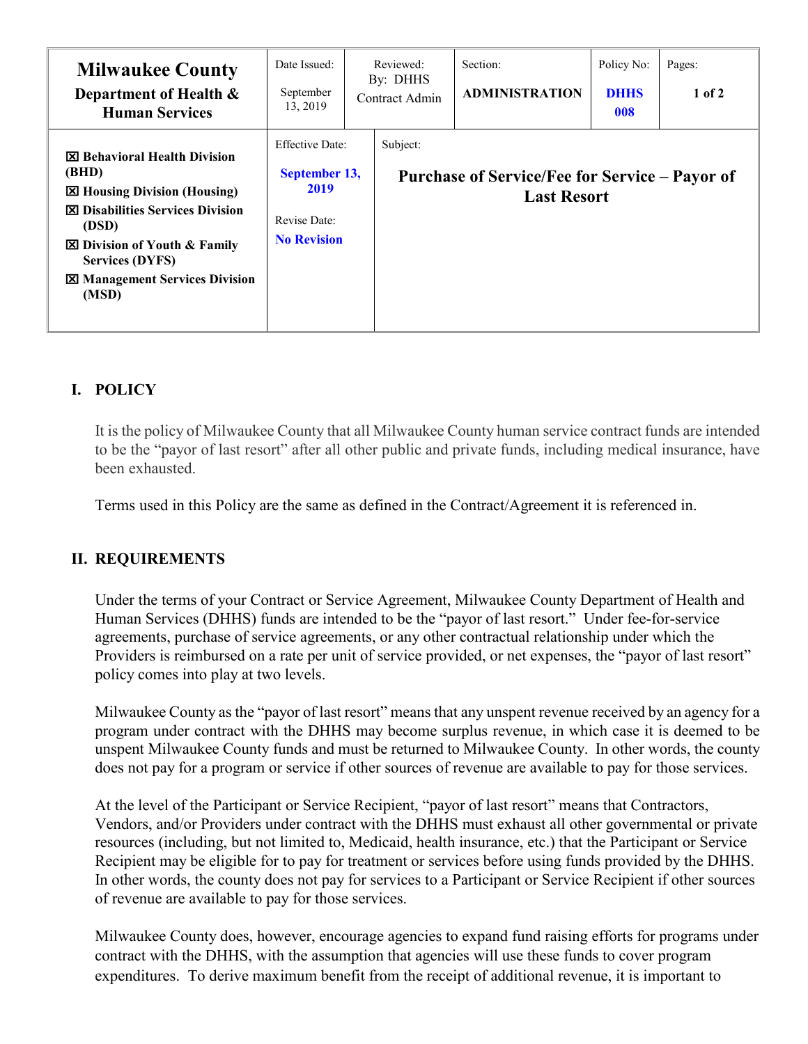| **Milwaukee County**<br>**Department of Health & Human Services** | Date Issued:<br>September 13, 2019 | Reviewed:<br>By: DHHS Contract Admin | Section:<br>**ADMINISTRATION** | Policy No:<br>**DHHS 008** | Pages:<br>**1 of 2** |
|---|---|---|---|---|---|
| ☒ **Behavioral Health Division (BHD)**<br>☒ **Housing Division (Housing)**<br>☒ **Disabilities Services Division (DSD)**<br>☒ **Division of Youth & Family Services (DYFS)**<br>☒ **Management Services Division (MSD)** | Effective Date:<br>**September 13, 2019**<br>Revise Date:<br>**No Revision** | Subject:<br>**Purchase of Service/Fee for Service – Payor of Last Resort** | | | |

## I. POLICY

It is the policy of Milwaukee County that all Milwaukee County human service contract funds are intended to be the "payor of last resort" after all other public and private funds, including medical insurance, have been exhausted.

Terms used in this Policy are the same as defined in the Contract/Agreement it is referenced in.

## II. REQUIREMENTS

Under the terms of your Contract or Service Agreement, Milwaukee County Department of Health and Human Services (DHHS) funds are intended to be the "payor of last resort." Under fee-for-service agreements, purchase of service agreements, or any other contractual relationship under which the Providers is reimbursed on a rate per unit of service provided, or net expenses, the "payor of last resort" policy comes into play at two levels.

Milwaukee County as the "payor of last resort" means that any unspent revenue received by an agency for a program under contract with the DHHS may become surplus revenue, in which case it is deemed to be unspent Milwaukee County funds and must be returned to Milwaukee County. In other words, the county does not pay for a program or service if other sources of revenue are available to pay for those services.

At the level of the Participant or Service Recipient, "payor of last resort" means that Contractors, Vendors, and/or Providers under contract with the DHHS must exhaust all other governmental or private resources (including, but not limited to, Medicaid, health insurance, etc.) that the Participant or Service Recipient may be eligible for to pay for treatment or services before using funds provided by the DHHS. In other words, the county does not pay for services to a Participant or Service Recipient if other sources of revenue are available to pay for those services.

Milwaukee County does, however, encourage agencies to expand fund raising efforts for programs under contract with the DHHS, with the assumption that agencies will use these funds to cover program expenditures. To derive maximum benefit from the receipt of additional revenue, it is important to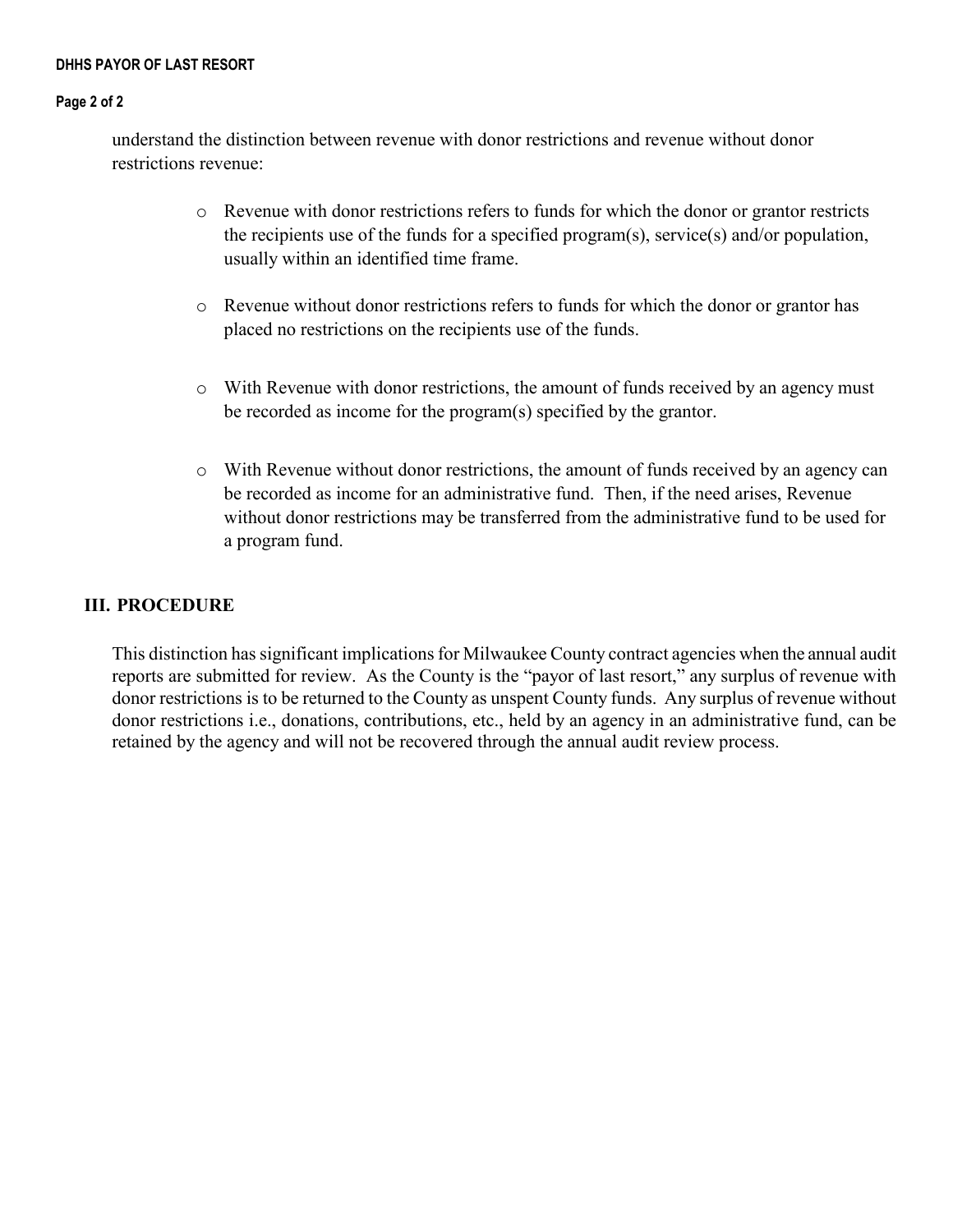understand the distinction between revenue with donor restrictions and revenue without donor restrictions revenue:

- Revenue with donor restrictions refers to funds for which the donor or grantor restricts the recipients use of the funds for a specified program(s), service(s) and/or population, usually within an identified time frame.

- Revenue without donor restrictions refers to funds for which the donor or grantor has placed no restrictions on the recipients use of the funds.

- With Revenue with donor restrictions, the amount of funds received by an agency must be recorded as income for the program(s) specified by the grantor.

- With Revenue without donor restrictions, the amount of funds received by an agency can be recorded as income for an administrative fund. Then, if the need arises, Revenue without donor restrictions may be transferred from the administrative fund to be used for a program fund.

## III. PROCEDURE

This distinction has significant implications for Milwaukee County contract agencies when the annual audit reports are submitted for review. As the County is the "payor of last resort," any surplus of revenue with donor restrictions is to be returned to the County as unspent County funds. Any surplus of revenue without donor restrictions i.e., donations, contributions, etc., held by an agency in an administrative fund, can be retained by the agency and will not be recovered through the annual audit review process.